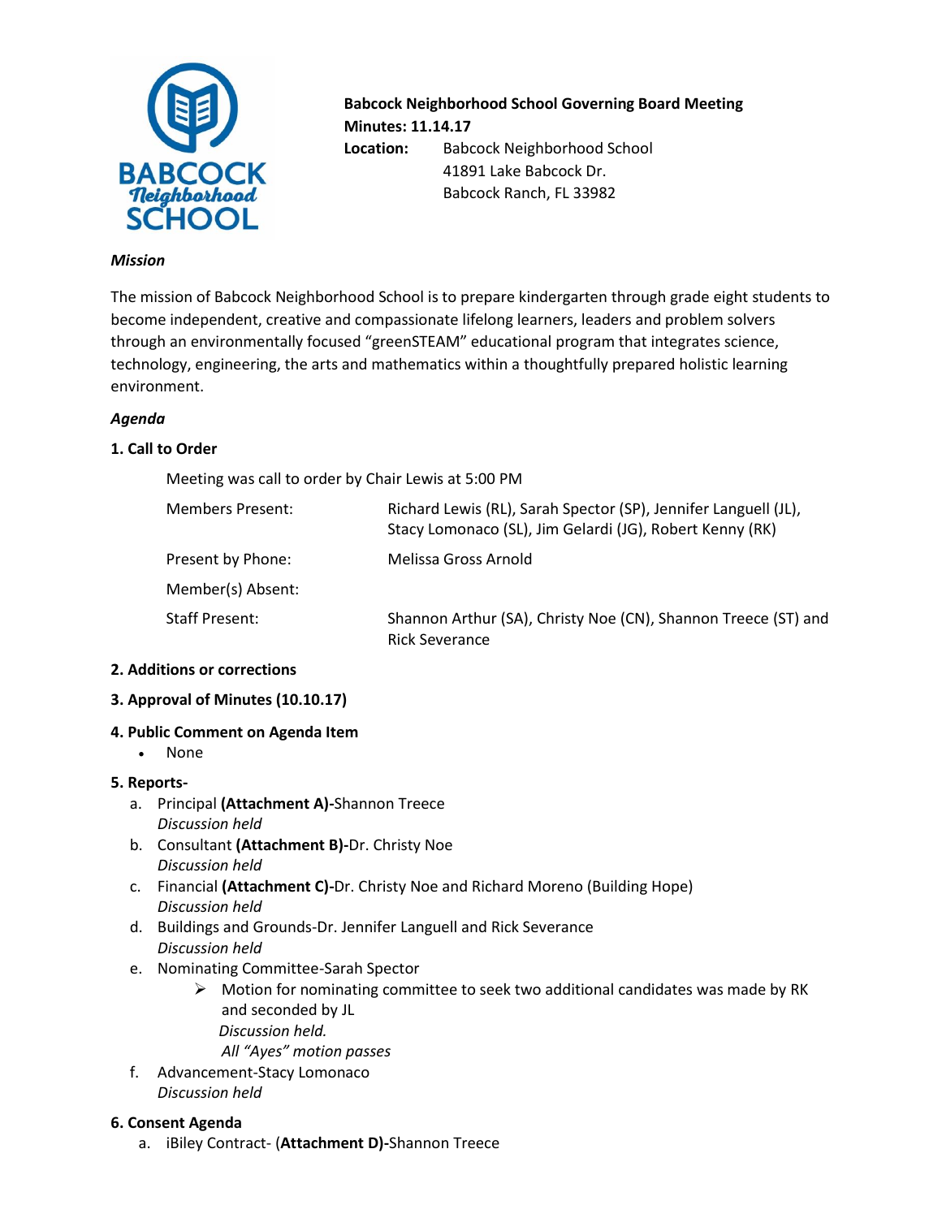**Babcock Neighborhood School Governing Board Meeting**
**Minutes: 11.14.17**
**Location:** Babcock Neighborhood School
41891 Lake Babcock Dr.
Babcock Ranch, FL 33982

***Mission***

The mission of Babcock Neighborhood School is to prepare kindergarten through grade eight students to become independent, creative and compassionate lifelong learners, leaders and problem solvers through an environmentally focused "greenSTEAM" educational program that integrates science, technology, engineering, the arts and mathematics within a thoughtfully prepared holistic learning environment.

***Agenda***

**1. Call to Order**

Meeting was call to order by Chair Lewis at 5:00 PM

| | |
|---|---|
| Members Present: | Richard Lewis (RL), Sarah Spector (SP), Jennifer Languell (JL), Stacy Lomonaco (SL), Jim Gelardi (JG), Robert Kenny (RK) |
| Present by Phone: | Melissa Gross Arnold |
| Member(s) Absent: | |
| Staff Present: | Shannon Arthur (SA), Christy Noe (CN), Shannon Treece (ST) and Rick Severance |

**2. Additions or corrections**

**3. Approval of Minutes (10.10.17)**

**4. Public Comment on Agenda Item**

- None

**5. Reports-**

a. Principal **(Attachment A)-**Shannon Treece
*Discussion held*

b. Consultant **(Attachment B)-**Dr. Christy Noe
*Discussion held*

c. Financial **(Attachment C)-**Dr. Christy Noe and Richard Moreno (Building Hope)
*Discussion held*

d. Buildings and Grounds-Dr. Jennifer Languell and Rick Severance
*Discussion held*

e. Nominating Committee-Sarah Spector
   - Motion for nominating committee to seek two additional candidates was made by RK and seconded by JL
     *Discussion held.*
     *All "Ayes" motion passes*

f. Advancement-Stacy Lomonaco
*Discussion held*

**6. Consent Agenda**

a. iBiley Contract- (**Attachment D)-**Shannon Treece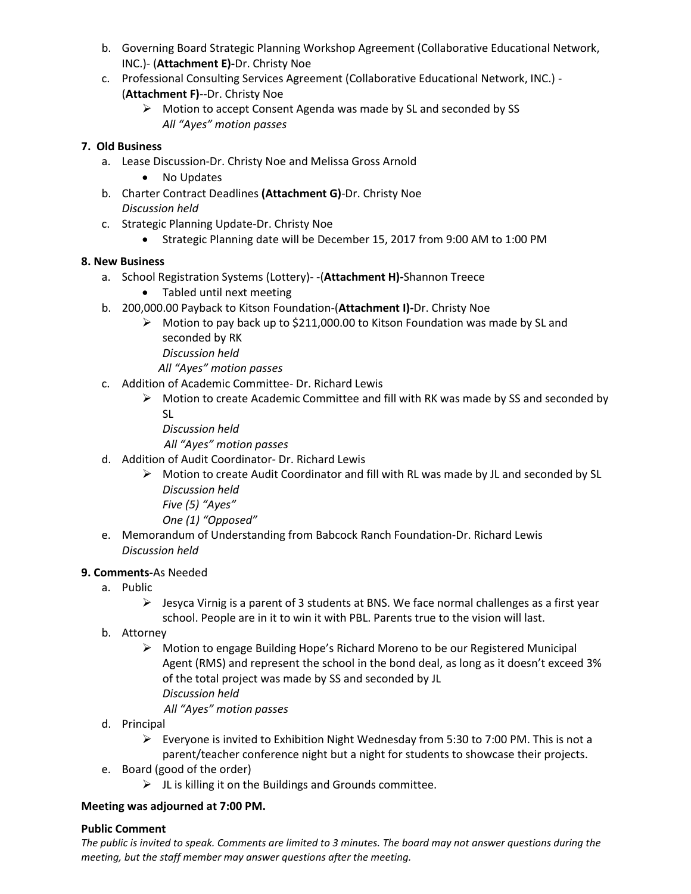b. Governing Board Strategic Planning Workshop Agreement (Collaborative Educational Network, INC.)- (**Attachment E)-**Dr. Christy Noe

c. Professional Consulting Services Agreement (Collaborative Educational Network, INC.) - (**Attachment F)**--Dr. Christy Noe

- Motion to accept Consent Agenda was made by SL and seconded by SS
  *All "Ayes" motion passes*

**7. Old Business**

a. Lease Discussion-Dr. Christy Noe and Melissa Gross Arnold
   - No Updates

b. Charter Contract Deadlines **(Attachment G)**-Dr. Christy Noe
   *Discussion held*

c. Strategic Planning Update-Dr. Christy Noe
   - Strategic Planning date will be December 15, 2017 from 9:00 AM to 1:00 PM

**8. New Business**

a. School Registration Systems (Lottery)- -(**Attachment H)-**Shannon Treece
   - Tabled until next meeting

b. 200,000.00 Payback to Kitson Foundation-(**Attachment I)-**Dr. Christy Noe
   - Motion to pay back up to $211,000.00 to Kitson Foundation was made by SL and seconded by RK
     *Discussion held*
     *All "Ayes" motion passes*

c. Addition of Academic Committee- Dr. Richard Lewis
   - Motion to create Academic Committee and fill with RK was made by SS and seconded by SL
     *Discussion held*
     *All "Ayes" motion passes*

d. Addition of Audit Coordinator- Dr. Richard Lewis
   - Motion to create Audit Coordinator and fill with RL was made by JL and seconded by SL
     *Discussion held*
     *Five (5) "Ayes"*
     *One (1) "Opposed"*

e. Memorandum of Understanding from Babcock Ranch Foundation-Dr. Richard Lewis
   *Discussion held*

**9. Comments-**As Needed

a. Public
   - Jesyca Virnig is a parent of 3 students at BNS. We face normal challenges as a first year school. People are in it to win it with PBL. Parents true to the vision will last.

b. Attorney
   - Motion to engage Building Hope's Richard Moreno to be our Registered Municipal Agent (RMS) and represent the school in the bond deal, as long as it doesn't exceed 3% of the total project was made by SS and seconded by JL
     *Discussion held*
     *All "Ayes" motion passes*

d. Principal
   - Everyone is invited to Exhibition Night Wednesday from 5:30 to 7:00 PM. This is not a parent/teacher conference night but a night for students to showcase their projects.

e. Board (good of the order)
   - JL is killing it on the Buildings and Grounds committee.

**Meeting was adjourned at 7:00 PM.**

**Public Comment**

*The public is invited to speak. Comments are limited to 3 minutes. The board may not answer questions during the meeting, but the staff member may answer questions after the meeting.*